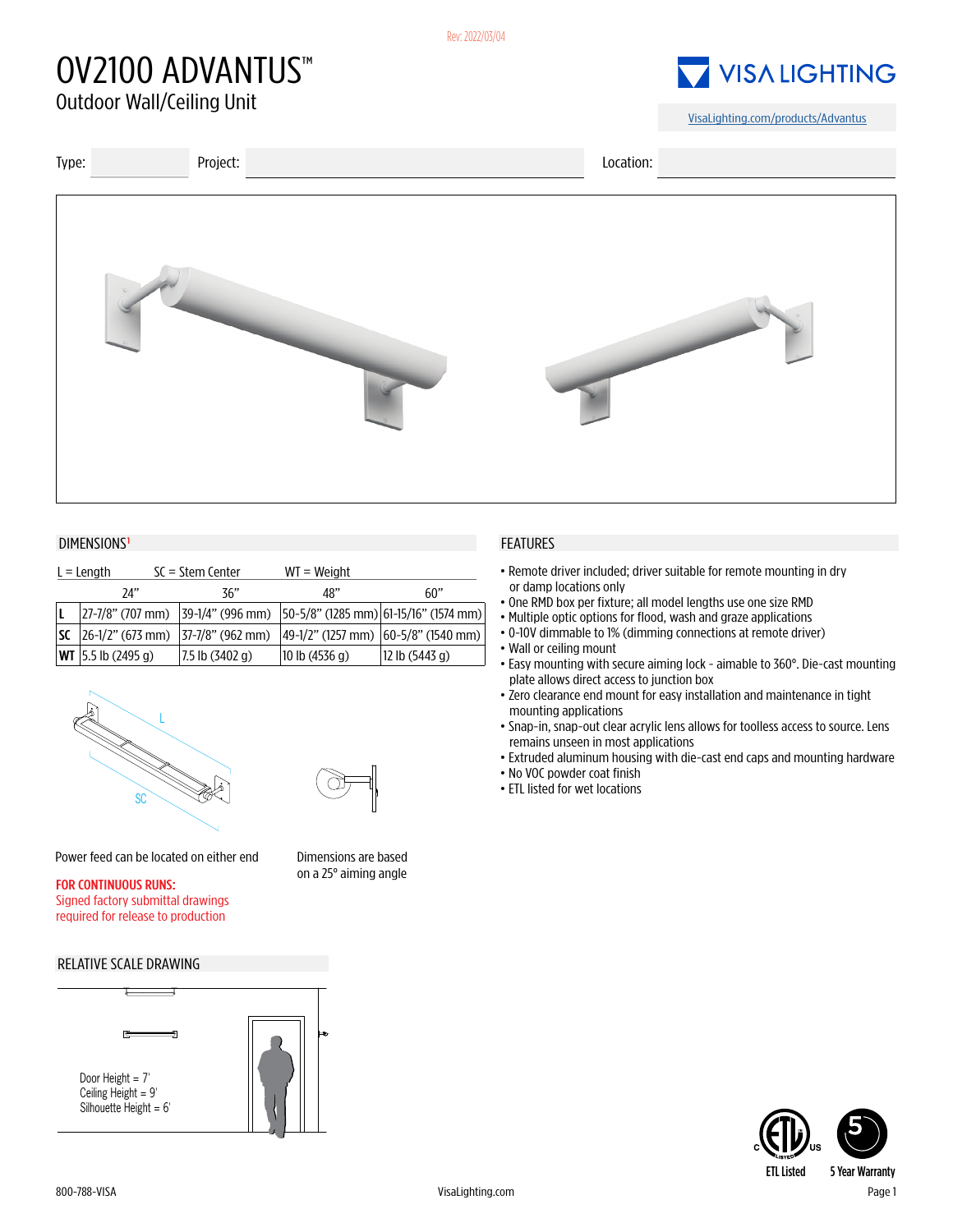Rev: 2022/03/04

# OV2100 ADVANTUS™

Outdoor Wall/Ceiling Unit

VISA LIGHTING

VisaLighting.com/products/Advantus

Type: | Project: | Location:

## DIMENSIONS[1]

L = Length SC = Stem Center WT = Weight

| | 24" | 36" | 48" | 60" |
|---|---|---|---|---|
| **L** | 27-7/8" (707 mm) | 39-1/4" (996 mm) | 50-5/8" (1285 mm) | 61-15/16" (1574 mm) |
| **SC** | 26-1/2" (673 mm) | 37-7/8" (962 mm) | 49-1/2" (1257 mm) | 60-5/8" (1540 mm) |
| **WT** | 5.5 lb (2495 g) | 7.5 lb (3402 g) | 10 lb (4536 g) | 12 lb (5443 g) |

Power feed can be located on either end

Dimensions are based on a 25° aiming angle

**FOR CONTINUOUS RUNS:**
Signed factory submittal drawings required for release to production

## RELATIVE SCALE DRAWING

Door Height = 7'
Ceiling Height = 9'
Silhouette Height = 6'

## FEATURES

- Remote driver included; driver suitable for remote mounting in dry or damp locations only
- One RMD box per fixture; all model lengths use one size RMD
- Multiple optic options for flood, wash and graze applications
- 0-10V dimmable to 1% (dimming connections at remote driver)
- Wall or ceiling mount
- Easy mounting with secure aiming lock - aimable to 360°. Die-cast mounting plate allows direct access to junction box
- Zero clearance end mount for easy installation and maintenance in tight mounting applications
- Snap-in, snap-out clear acrylic lens allows for toolless access to source. Lens remains unseen in most applications
- Extruded aluminum housing with die-cast end caps and mounting hardware
- No VOC powder coat finish
- ETL listed for wet locations

ETL Listed | 5 Year Warranty

800-788-VISA | VisaLighting.com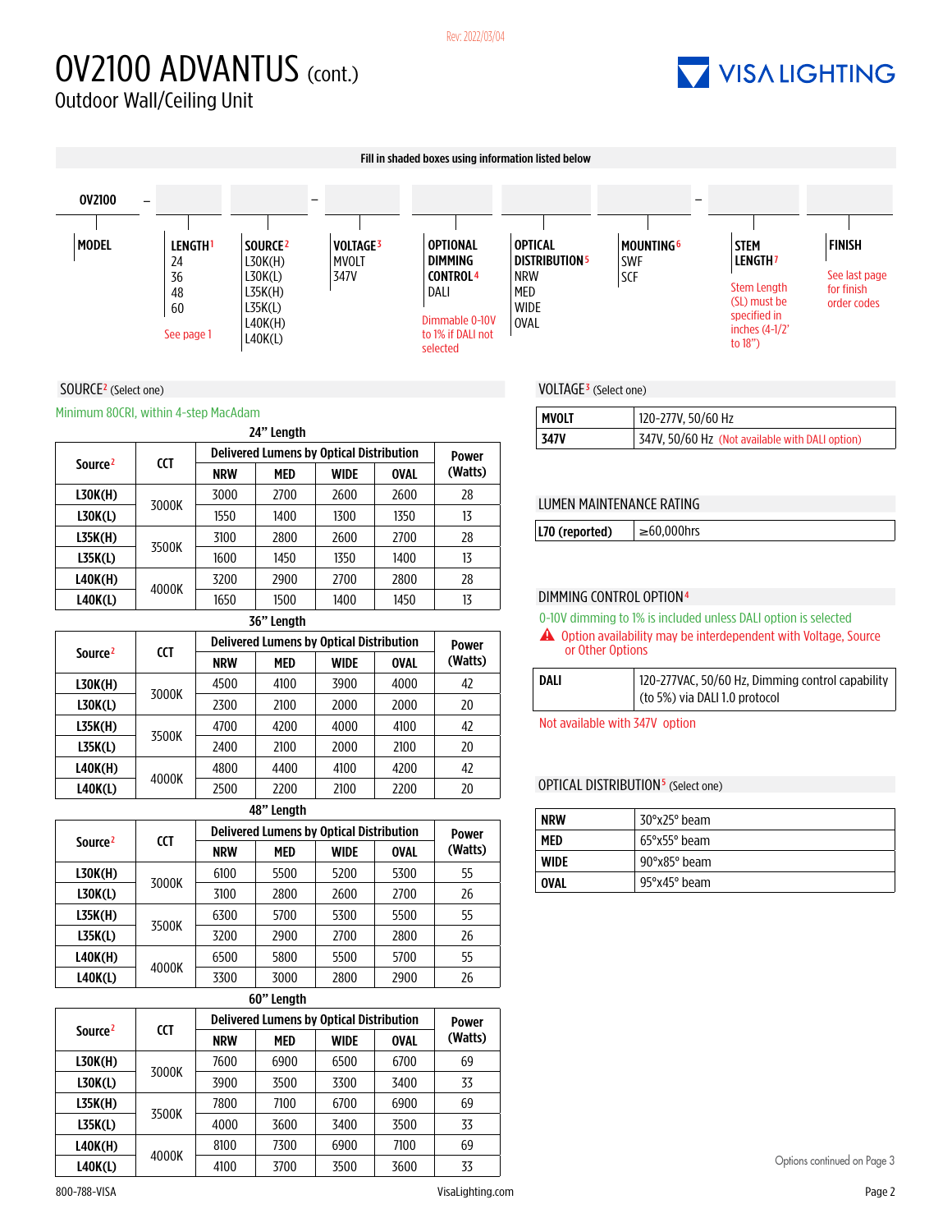Rev: 2022/03/04

# OV2100 ADVANTUS (cont.)

## Outdoor Wall/Ceiling Unit

**Fill in shaded boxes using information listed below**

| OV2100 – | | | – | | | | | – | | |
|---|---|---|---|---|---|---|---|---|---|---|
| **MODEL** | **LENGTH**[1] | **SOURCE**[2] | | **VOLTAGE**[3] | **OPTIONAL DIMMING CONTROL**[4] | **OPTICAL DISTRIBUTION**[5] | **MOUNTING**[6] | | **STEM LENGTH**[7] | **FINISH** |
| | 24<br>36<br>48<br>60<br>See page 1 | L30K(H)<br>L30K(L)<br>L35K(H)<br>L35K(L)<br>L40K(H)<br>L40K(L) | | MVOLT<br>347V | DALI<br>Dimmable 0-10V to 1% if DALI not selected | NRW<br>MED<br>WIDE<br>OVAL | SWF<br>SCF | | Stem Length (SL) must be specified in inches (4-1/2' to 18") | See last page for finish order codes |

### SOURCE[2] (Select one)

Minimum 80CRI, within 4-step MacAdam

**24" Length**

| Source[2] | CCT | Delivered Lumens by Optical Distribution | | | | Power (Watts) |
|---|---|---|---|---|---|---|
| | | NRW | MED | WIDE | OVAL | |
| L30K(H) | 3000K | 3000 | 2700 | 2600 | 2600 | 28 |
| L30K(L) | | 1550 | 1400 | 1300 | 1350 | 13 |
| L35K(H) | 3500K | 3100 | 2800 | 2600 | 2700 | 28 |
| L35K(L) | | 1600 | 1450 | 1350 | 1400 | 13 |
| L40K(H) | 4000K | 3200 | 2900 | 2700 | 2800 | 28 |
| L40K(L) | | 1650 | 1500 | 1400 | 1450 | 13 |

**36" Length**

| Source[2] | CCT | Delivered Lumens by Optical Distribution | | | | Power (Watts) |
|---|---|---|---|---|---|---|
| | | NRW | MED | WIDE | OVAL | |
| L30K(H) | 3000K | 4500 | 4100 | 3900 | 4000 | 42 |
| L30K(L) | | 2300 | 2100 | 2000 | 2000 | 20 |
| L35K(H) | 3500K | 4700 | 4200 | 4000 | 4100 | 42 |
| L35K(L) | | 2400 | 2100 | 2000 | 2100 | 20 |
| L40K(H) | 4000K | 4800 | 4400 | 4100 | 4200 | 42 |
| L40K(L) | | 2500 | 2200 | 2100 | 2200 | 20 |

**48" Length**

| Source[2] | CCT | Delivered Lumens by Optical Distribution | | | | Power (Watts) |
|---|---|---|---|---|---|---|
| | | NRW | MED | WIDE | OVAL | |
| L30K(H) | 3000K | 6100 | 5500 | 5200 | 5300 | 55 |
| L30K(L) | | 3100 | 2800 | 2600 | 2700 | 26 |
| L35K(H) | 3500K | 6300 | 5700 | 5300 | 5500 | 55 |
| L35K(L) | | 3200 | 2900 | 2700 | 2800 | 26 |
| L40K(H) | 4000K | 6500 | 5800 | 5500 | 5700 | 55 |
| L40K(L) | | 3300 | 3000 | 2800 | 2900 | 26 |

**60" Length**

| Source[2] | CCT | Delivered Lumens by Optical Distribution | | | | Power (Watts) |
|---|---|---|---|---|---|---|
| | | NRW | MED | WIDE | OVAL | |
| L30K(H) | 3000K | 7600 | 6900 | 6500 | 6700 | 69 |
| L30K(L) | | 3900 | 3500 | 3300 | 3400 | 33 |
| L35K(H) | 3500K | 7800 | 7100 | 6700 | 6900 | 69 |
| L35K(L) | | 4000 | 3600 | 3400 | 3500 | 33 |
| L40K(H) | 4000K | 8100 | 7300 | 6900 | 7100 | 69 |
| L40K(L) | | 4100 | 3700 | 3500 | 3600 | 33 |

### VOLTAGE[3] (Select one)

| | |
|---|---|
| **MVOLT** | 120-277V, 50/60 Hz |
| **347V** | 347V, 50/60 Hz (Not available with DALI option) |

### LUMEN MAINTENANCE RATING

| | |
|---|---|
| **L70 (reported)** | ≥60,000hrs |

### DIMMING CONTROL OPTION[4]

0-10V dimming to 1% is included unless DALI option is selected

⚠ Option availability may be interdependent with Voltage, Source or Other Options

| | |
|---|---|
| **DALI** | 120-277VAC, 50/60 Hz, Dimming control capability (to 5%) via DALI 1.0 protocol |

Not available with 347V option

### OPTICAL DISTRIBUTION[5] (Select one)

| | |
|---|---|
| **NRW** | 30°x25° beam |
| **MED** | 65°x55° beam |
| **WIDE** | 90°x85° beam |
| **OVAL** | 95°x45° beam |

Options continued on Page 3

800-788-VISA VisaLighting.com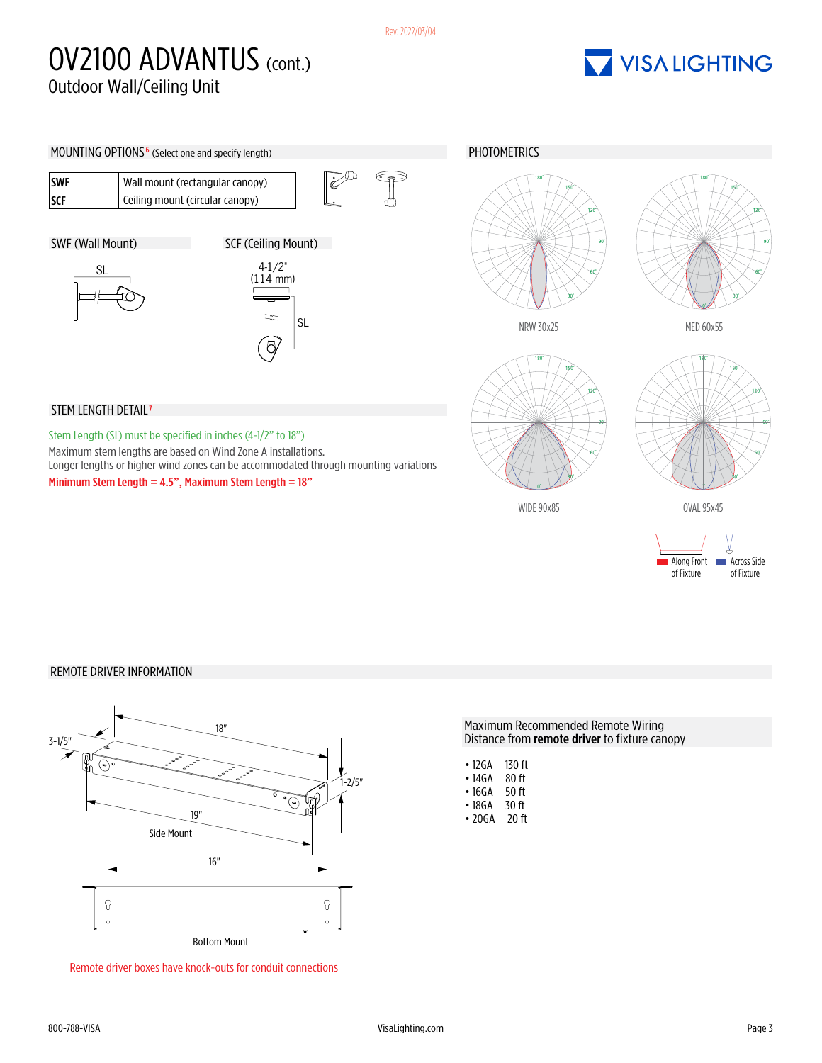Rev: 2022/03/04

# OV2100 ADVANTUS (cont.)

Outdoor Wall/Ceiling Unit

## MOUNTING OPTIONS[6] (Select one and specify length)

| | |
|---|---|
| **SWF** | Wall mount (rectangular canopy) |
| **SCF** | Ceiling mount (circular canopy) |

### SWF (Wall Mount)

SL

### SCF (Ceiling Mount)

4-1/2"
(114 mm)

SL

## STEM LENGTH DETAIL[7]

Stem Length (SL) must be specified in inches (4-1/2" to 18")

Maximum stem lengths are based on Wind Zone A installations.
Longer lengths or higher wind zones can be accommodated through mounting variations

**Minimum Stem Length = 4.5", Maximum Stem Length = 18"**

## PHOTOMETRICS

NRW 30x25

MED 60x55

WIDE 90x85

OVAL 95x45

Along Front of Fixture

Across Side of Fixture

## REMOTE DRIVER INFORMATION

3-1/5"

18"

1-2/5"

19"

Side Mount

16"

Bottom Mount

Remote driver boxes have knock-outs for conduit connections

Maximum Recommended Remote Wiring
Distance from **remote driver** to fixture canopy

- 12GA 130 ft
- 14GA 80 ft
- 16GA 50 ft
- 18GA 30 ft
- 20GA 20 ft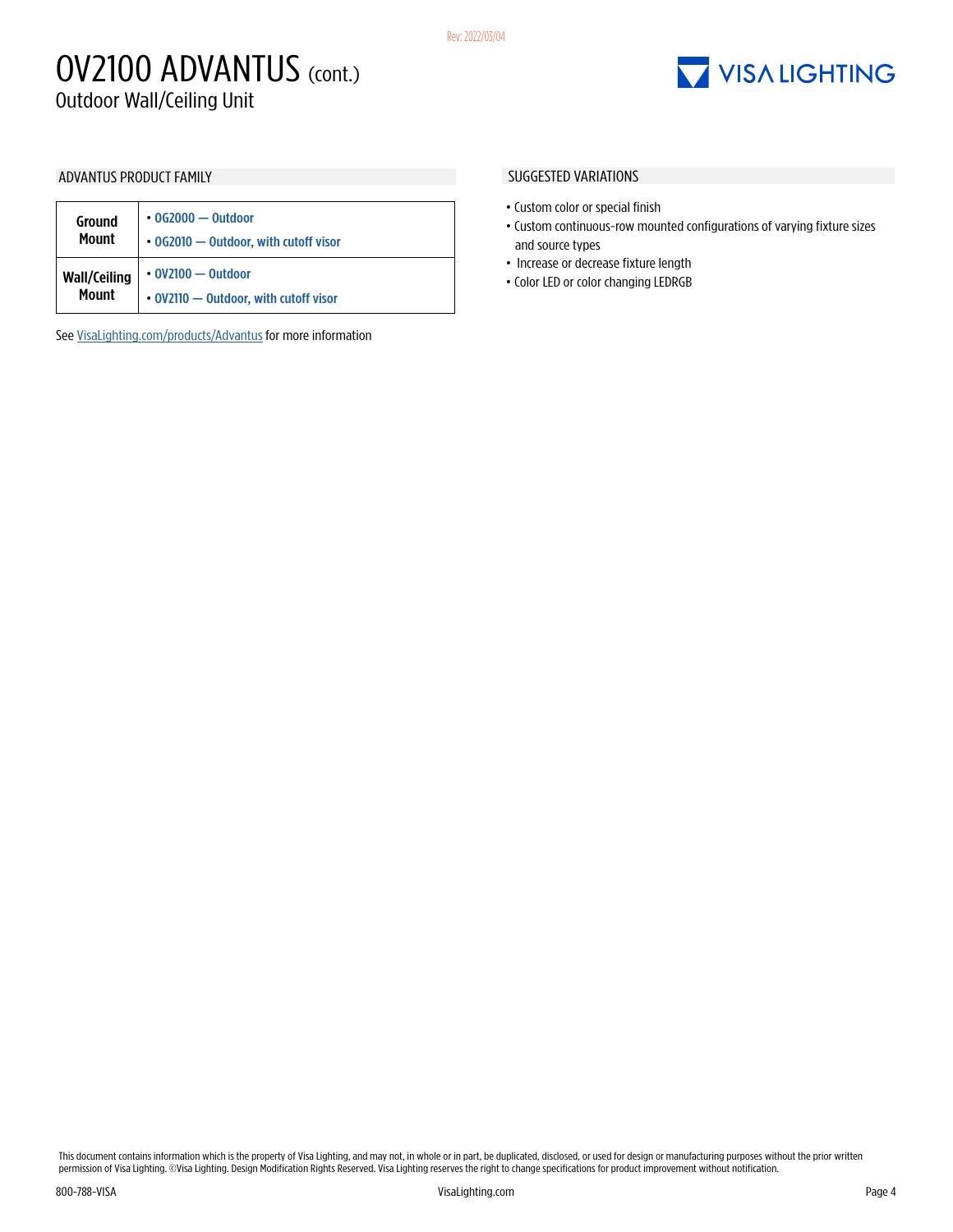# OV2100 ADVANTUS (cont.)

Outdoor Wall/Ceiling Unit

## ADVANTUS PRODUCT FAMILY

| | |
|---|---|
| **Ground Mount** | • **OG2000 — Outdoor**<br>• **OG2010 — Outdoor, with cutoff visor** |
| **Wall/Ceiling Mount** | • **OV2100 — Outdoor**<br>• **OV2110 — Outdoor, with cutoff visor** |

See VisaLighting.com/products/Advantus for more information

## SUGGESTED VARIATIONS

- Custom color or special finish
- Custom continuous-row mounted configurations of varying fixture sizes and source types
- Increase or decrease fixture length
- Color LED or color changing LEDRGB

This document contains information which is the property of Visa Lighting, and may not, in whole or in part, be duplicated, disclosed, or used for design or manufacturing purposes without the prior written permission of Visa Lighting. ©Visa Lighting. Design Modification Rights Reserved. Visa Lighting reserves the right to change specifications for product improvement without notification.